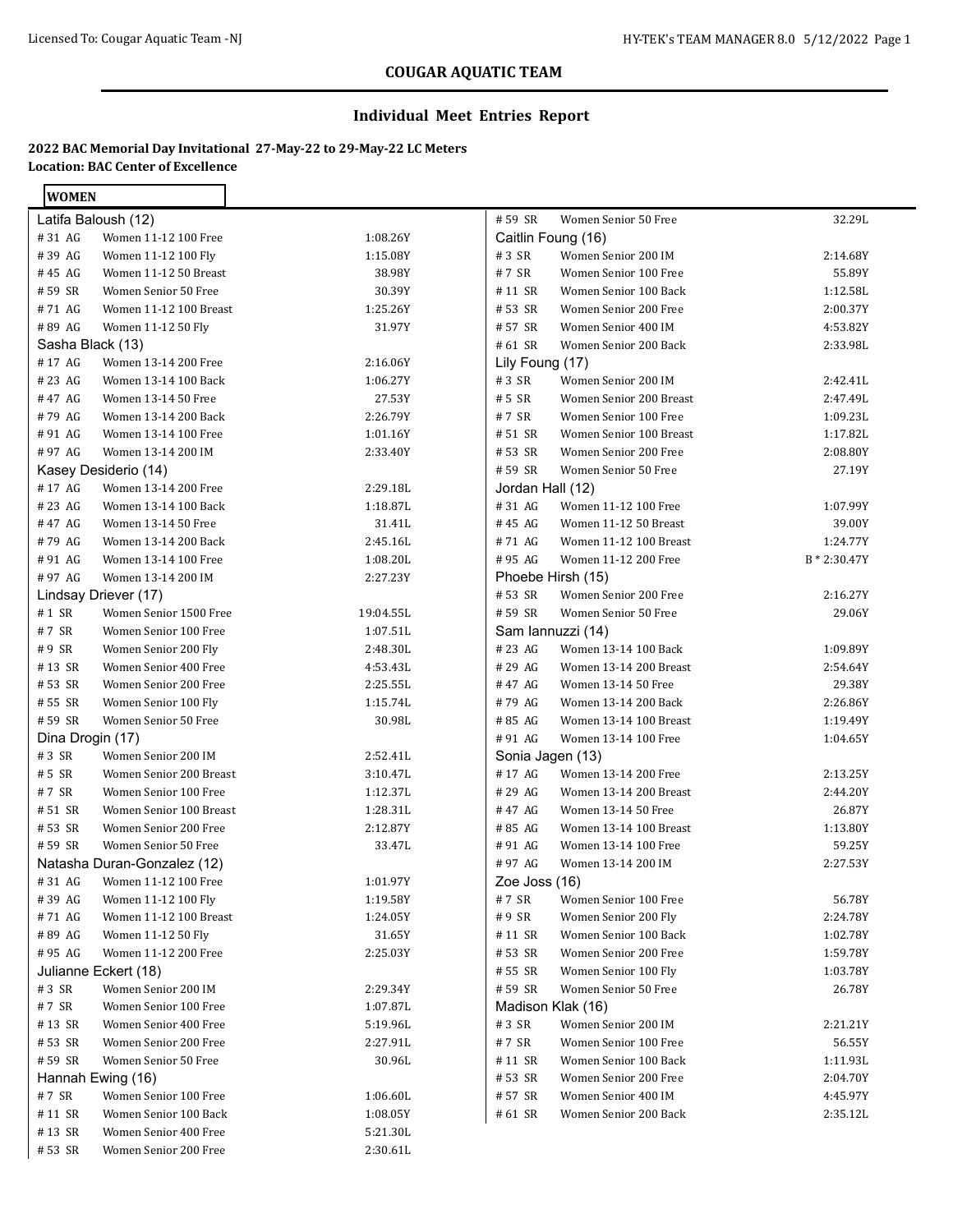## COUGAR AQUATIC TEAM

## Individual Meet Entries Report

**2022 BAC Memorial Day Invitational 27-May-22 to 29-May-22 LC Meters**
**Location: BAC Center of Excellence**

**WOMEN**

**Latifa Baloush (12)**

| # | Event | Time |
|---|---|---|
| # 31 AG | Women 11-12 100 Free | 1:08.26Y |
| # 39 AG | Women 11-12 100 Fly | 1:15.08Y |
| # 45 AG | Women 11-12 50 Breast | 38.98Y |
| # 59 SR | Women Senior 50 Free | 30.39Y |
| # 71 AG | Women 11-12 100 Breast | 1:25.26Y |
| # 89 AG | Women 11-12 50 Fly | 31.97Y |

**Sasha Black (13)**

| # | Event | Time |
|---|---|---|
| # 17 AG | Women 13-14 200 Free | 2:16.06Y |
| # 23 AG | Women 13-14 100 Back | 1:06.27Y |
| # 47 AG | Women 13-14 50 Free | 27.53Y |
| # 79 AG | Women 13-14 200 Back | 2:26.79Y |
| # 91 AG | Women 13-14 100 Free | 1:01.16Y |
| # 97 AG | Women 13-14 200 IM | 2:33.40Y |

**Kasey Desiderio (14)**

| # | Event | Time |
|---|---|---|
| # 17 AG | Women 13-14 200 Free | 2:29.18L |
| # 23 AG | Women 13-14 100 Back | 1:18.87L |
| # 47 AG | Women 13-14 50 Free | 31.41L |
| # 79 AG | Women 13-14 200 Back | 2:45.16L |
| # 91 AG | Women 13-14 100 Free | 1:08.20L |
| # 97 AG | Women 13-14 200 IM | 2:27.23Y |

**Lindsay Driever (17)**

| # | Event | Time |
|---|---|---|
| # 1 SR | Women Senior 1500 Free | 19:04.55L |
| # 7 SR | Women Senior 100 Free | 1:07.51L |
| # 9 SR | Women Senior 200 Fly | 2:48.30L |
| # 13 SR | Women Senior 400 Free | 4:53.43L |
| # 53 SR | Women Senior 200 Free | 2:25.55L |
| # 55 SR | Women Senior 100 Fly | 1:15.74L |
| # 59 SR | Women Senior 50 Free | 30.98L |

**Dina Drogin (17)**

| # | Event | Time |
|---|---|---|
| # 3 SR | Women Senior 200 IM | 2:52.41L |
| # 5 SR | Women Senior 200 Breast | 3:10.47L |
| # 7 SR | Women Senior 100 Free | 1:12.37L |
| # 51 SR | Women Senior 100 Breast | 1:28.31L |
| # 53 SR | Women Senior 200 Free | 2:12.87Y |
| # 59 SR | Women Senior 50 Free | 33.47L |

**Natasha Duran-Gonzalez (12)**

| # | Event | Time |
|---|---|---|
| # 31 AG | Women 11-12 100 Free | 1:01.97Y |
| # 39 AG | Women 11-12 100 Fly | 1:19.58Y |
| # 71 AG | Women 11-12 100 Breast | 1:24.05Y |
| # 89 AG | Women 11-12 50 Fly | 31.65Y |
| # 95 AG | Women 11-12 200 Free | 2:25.03Y |

**Julianne Eckert (18)**

| # | Event | Time |
|---|---|---|
| # 3 SR | Women Senior 200 IM | 2:29.34Y |
| # 7 SR | Women Senior 100 Free | 1:07.87L |
| # 13 SR | Women Senior 400 Free | 5:19.96L |
| # 53 SR | Women Senior 200 Free | 2:27.91L |
| # 59 SR | Women Senior 50 Free | 30.96L |

**Hannah Ewing (16)**

| # | Event | Time |
|---|---|---|
| # 7 SR | Women Senior 100 Free | 1:06.60L |
| # 11 SR | Women Senior 100 Back | 1:08.05Y |
| # 13 SR | Women Senior 400 Free | 5:21.30L |
| # 53 SR | Women Senior 200 Free | 2:30.61L |
| # 59 SR | Women Senior 50 Free | 32.29L |

**Caitlin Foung (16)**

| # | Event | Time |
|---|---|---|
| # 3 SR | Women Senior 200 IM | 2:14.68Y |
| # 7 SR | Women Senior 100 Free | 55.89Y |
| # 11 SR | Women Senior 100 Back | 1:12.58L |
| # 53 SR | Women Senior 200 Free | 2:00.37Y |
| # 57 SR | Women Senior 400 IM | 4:53.82Y |
| # 61 SR | Women Senior 200 Back | 2:33.98L |

**Lily Foung (17)**

| # | Event | Time |
|---|---|---|
| # 3 SR | Women Senior 200 IM | 2:42.41L |
| # 5 SR | Women Senior 200 Breast | 2:47.49L |
| # 7 SR | Women Senior 100 Free | 1:09.23L |
| # 51 SR | Women Senior 100 Breast | 1:17.82L |
| # 53 SR | Women Senior 200 Free | 2:08.80Y |
| # 59 SR | Women Senior 50 Free | 27.19Y |

**Jordan Hall (12)**

| # | Event | Time |
|---|---|---|
| # 31 AG | Women 11-12 100 Free | 1:07.99Y |
| # 45 AG | Women 11-12 50 Breast | 39.00Y |
| # 71 AG | Women 11-12 100 Breast | 1:24.77Y |
| # 95 AG | Women 11-12 200 Free | B * 2:30.47Y |

**Phoebe Hirsh (15)**

| # | Event | Time |
|---|---|---|
| # 53 SR | Women Senior 200 Free | 2:16.27Y |
| # 59 SR | Women Senior 50 Free | 29.06Y |

**Sam Iannuzzi (14)**

| # | Event | Time |
|---|---|---|
| # 23 AG | Women 13-14 100 Back | 1:09.89Y |
| # 29 AG | Women 13-14 200 Breast | 2:54.64Y |
| # 47 AG | Women 13-14 50 Free | 29.38Y |
| # 79 AG | Women 13-14 200 Back | 2:26.86Y |
| # 85 AG | Women 13-14 100 Breast | 1:19.49Y |
| # 91 AG | Women 13-14 100 Free | 1:04.65Y |

**Sonia Jagen (13)**

| # | Event | Time |
|---|---|---|
| # 17 AG | Women 13-14 200 Free | 2:13.25Y |
| # 29 AG | Women 13-14 200 Breast | 2:44.20Y |
| # 47 AG | Women 13-14 50 Free | 26.87Y |
| # 85 AG | Women 13-14 100 Breast | 1:13.80Y |
| # 91 AG | Women 13-14 100 Free | 59.25Y |
| # 97 AG | Women 13-14 200 IM | 2:27.53Y |

**Zoe Joss (16)**

| # | Event | Time |
|---|---|---|
| # 7 SR | Women Senior 100 Free | 56.78Y |
| # 9 SR | Women Senior 200 Fly | 2:24.78Y |
| # 11 SR | Women Senior 100 Back | 1:02.78Y |
| # 53 SR | Women Senior 200 Free | 1:59.78Y |
| # 55 SR | Women Senior 100 Fly | 1:03.78Y |
| # 59 SR | Women Senior 50 Free | 26.78Y |

**Madison Klak (16)**

| # | Event | Time |
|---|---|---|
| # 3 SR | Women Senior 200 IM | 2:21.21Y |
| # 7 SR | Women Senior 100 Free | 56.55Y |
| # 11 SR | Women Senior 100 Back | 1:11.93L |
| # 53 SR | Women Senior 200 Free | 2:04.70Y |
| # 57 SR | Women Senior 400 IM | 4:45.97Y |
| # 61 SR | Women Senior 200 Back | 2:35.12L |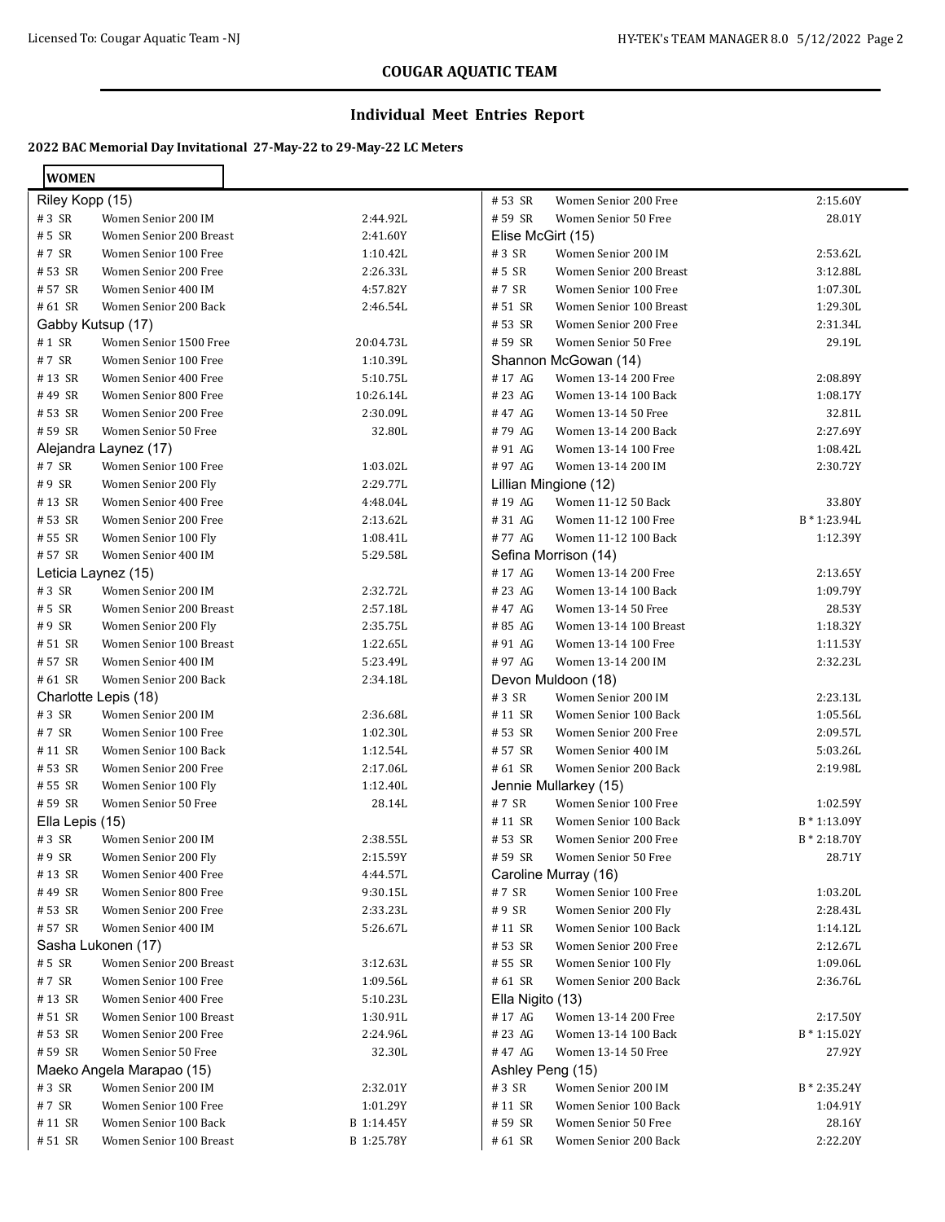## COUGAR AQUATIC TEAM

### Individual Meet Entries Report

**2022 BAC Memorial Day Invitational 27-May-22 to 29-May-22 LC Meters**

**WOMEN**

**Riley Kopp (15)**

| Event | Name | Time |
|---|---|---|
| # 3 SR | Women Senior 200 IM | 2:44.92L |
| # 5 SR | Women Senior 200 Breast | 2:41.60Y |
| # 7 SR | Women Senior 100 Free | 1:10.42L |
| # 53 SR | Women Senior 200 Free | 2:26.33L |
| # 57 SR | Women Senior 400 IM | 4:57.82Y |
| # 61 SR | Women Senior 200 Back | 2:46.54L |

**Gabby Kutsup (17)**

| Event | Name | Time |
|---|---|---|
| # 1 SR | Women Senior 1500 Free | 20:04.73L |
| # 7 SR | Women Senior 100 Free | 1:10.39L |
| # 13 SR | Women Senior 400 Free | 5:10.75L |
| # 49 SR | Women Senior 800 Free | 10:26.14L |
| # 53 SR | Women Senior 200 Free | 2:30.09L |
| # 59 SR | Women Senior 50 Free | 32.80L |

**Alejandra Laynez (17)**

| Event | Name | Time |
|---|---|---|
| # 7 SR | Women Senior 100 Free | 1:03.02L |
| # 9 SR | Women Senior 200 Fly | 2:29.77L |
| # 13 SR | Women Senior 400 Free | 4:48.04L |
| # 53 SR | Women Senior 200 Free | 2:13.62L |
| # 55 SR | Women Senior 100 Fly | 1:08.41L |
| # 57 SR | Women Senior 400 IM | 5:29.58L |

**Leticia Laynez (15)**

| Event | Name | Time |
|---|---|---|
| # 3 SR | Women Senior 200 IM | 2:32.72L |
| # 5 SR | Women Senior 200 Breast | 2:57.18L |
| # 9 SR | Women Senior 200 Fly | 2:35.75L |
| # 51 SR | Women Senior 100 Breast | 1:22.65L |
| # 57 SR | Women Senior 400 IM | 5:23.49L |
| # 61 SR | Women Senior 200 Back | 2:34.18L |

**Charlotte Lepis (18)**

| Event | Name | Time |
|---|---|---|
| # 3 SR | Women Senior 200 IM | 2:36.68L |
| # 7 SR | Women Senior 100 Free | 1:02.30L |
| # 11 SR | Women Senior 100 Back | 1:12.54L |
| # 53 SR | Women Senior 200 Free | 2:17.06L |
| # 55 SR | Women Senior 100 Fly | 1:12.40L |
| # 59 SR | Women Senior 50 Free | 28.14L |

**Ella Lepis (15)**

| Event | Name | Time |
|---|---|---|
| # 3 SR | Women Senior 200 IM | 2:38.55L |
| # 9 SR | Women Senior 200 Fly | 2:15.59Y |
| # 13 SR | Women Senior 400 Free | 4:44.57L |
| # 49 SR | Women Senior 800 Free | 9:30.15L |
| # 53 SR | Women Senior 200 Free | 2:33.23L |
| # 57 SR | Women Senior 400 IM | 5:26.67L |

**Sasha Lukonen (17)**

| Event | Name | Time |
|---|---|---|
| # 5 SR | Women Senior 200 Breast | 3:12.63L |
| # 7 SR | Women Senior 100 Free | 1:09.56L |
| # 13 SR | Women Senior 400 Free | 5:10.23L |
| # 51 SR | Women Senior 100 Breast | 1:30.91L |
| # 53 SR | Women Senior 200 Free | 2:24.96L |
| # 59 SR | Women Senior 50 Free | 32.30L |

**Maeko Angela Marapao (15)**

| Event | Name | Time |
|---|---|---|
| # 3 SR | Women Senior 200 IM | 2:32.01Y |
| # 7 SR | Women Senior 100 Free | 1:01.29Y |
| # 11 SR | Women Senior 100 Back | B 1:14.45Y |
| # 51 SR | Women Senior 100 Breast | B 1:25.78Y |
| # 53 SR | Women Senior 200 Free | 2:15.60Y |
| # 59 SR | Women Senior 50 Free | 28.01Y |

**Elise McGirt (15)**

| Event | Name | Time |
|---|---|---|
| # 3 SR | Women Senior 200 IM | 2:53.62L |
| # 5 SR | Women Senior 200 Breast | 3:12.88L |
| # 7 SR | Women Senior 100 Free | 1:07.30L |
| # 51 SR | Women Senior 100 Breast | 1:29.30L |
| # 53 SR | Women Senior 200 Free | 2:31.34L |
| # 59 SR | Women Senior 50 Free | 29.19L |

**Shannon McGowan (14)**

| Event | Name | Time |
|---|---|---|
| # 17 AG | Women 13-14 200 Free | 2:08.89Y |
| # 23 AG | Women 13-14 100 Back | 1:08.17Y |
| # 47 AG | Women 13-14 50 Free | 32.81L |
| # 79 AG | Women 13-14 200 Back | 2:27.69Y |
| # 91 AG | Women 13-14 100 Free | 1:08.42L |
| # 97 AG | Women 13-14 200 IM | 2:30.72Y |

**Lillian Mingione (12)**

| Event | Name | Time |
|---|---|---|
| # 19 AG | Women 11-12 50 Back | 33.80Y |
| # 31 AG | Women 11-12 100 Free | B * 1:23.94L |
| # 77 AG | Women 11-12 100 Back | 1:12.39Y |

**Sefina Morrison (14)**

| Event | Name | Time |
|---|---|---|
| # 17 AG | Women 13-14 200 Free | 2:13.65Y |
| # 23 AG | Women 13-14 100 Back | 1:09.79Y |
| # 47 AG | Women 13-14 50 Free | 28.53Y |
| # 85 AG | Women 13-14 100 Breast | 1:18.32Y |
| # 91 AG | Women 13-14 100 Free | 1:11.53Y |
| # 97 AG | Women 13-14 200 IM | 2:32.23L |

**Devon Muldoon (18)**

| Event | Name | Time |
|---|---|---|
| # 3 SR | Women Senior 200 IM | 2:23.13L |
| # 11 SR | Women Senior 100 Back | 1:05.56L |
| # 53 SR | Women Senior 200 Free | 2:09.57L |
| # 57 SR | Women Senior 400 IM | 5:03.26L |
| # 61 SR | Women Senior 200 Back | 2:19.98L |

**Jennie Mullarkey (15)**

| Event | Name | Time |
|---|---|---|
| # 7 SR | Women Senior 100 Free | 1:02.59Y |
| # 11 SR | Women Senior 100 Back | B * 1:13.09Y |
| # 53 SR | Women Senior 200 Free | B * 2:18.70Y |
| # 59 SR | Women Senior 50 Free | 28.71Y |

**Caroline Murray (16)**

| Event | Name | Time |
|---|---|---|
| # 7 SR | Women Senior 100 Free | 1:03.20L |
| # 9 SR | Women Senior 200 Fly | 2:28.43L |
| # 11 SR | Women Senior 100 Back | 1:14.12L |
| # 53 SR | Women Senior 200 Free | 2:12.67L |
| # 55 SR | Women Senior 100 Fly | 1:09.06L |
| # 61 SR | Women Senior 200 Back | 2:36.76L |

**Ella Nigito (13)**

| Event | Name | Time |
|---|---|---|
| # 17 AG | Women 13-14 200 Free | 2:17.50Y |
| # 23 AG | Women 13-14 100 Back | B * 1:15.02Y |
| # 47 AG | Women 13-14 50 Free | 27.92Y |

**Ashley Peng (15)**

| Event | Name | Time |
|---|---|---|
| # 3 SR | Women Senior 200 IM | B * 2:35.24Y |
| # 11 SR | Women Senior 100 Back | 1:04.91Y |
| # 59 SR | Women Senior 50 Free | 28.16Y |
| # 61 SR | Women Senior 200 Back | 2:22.20Y |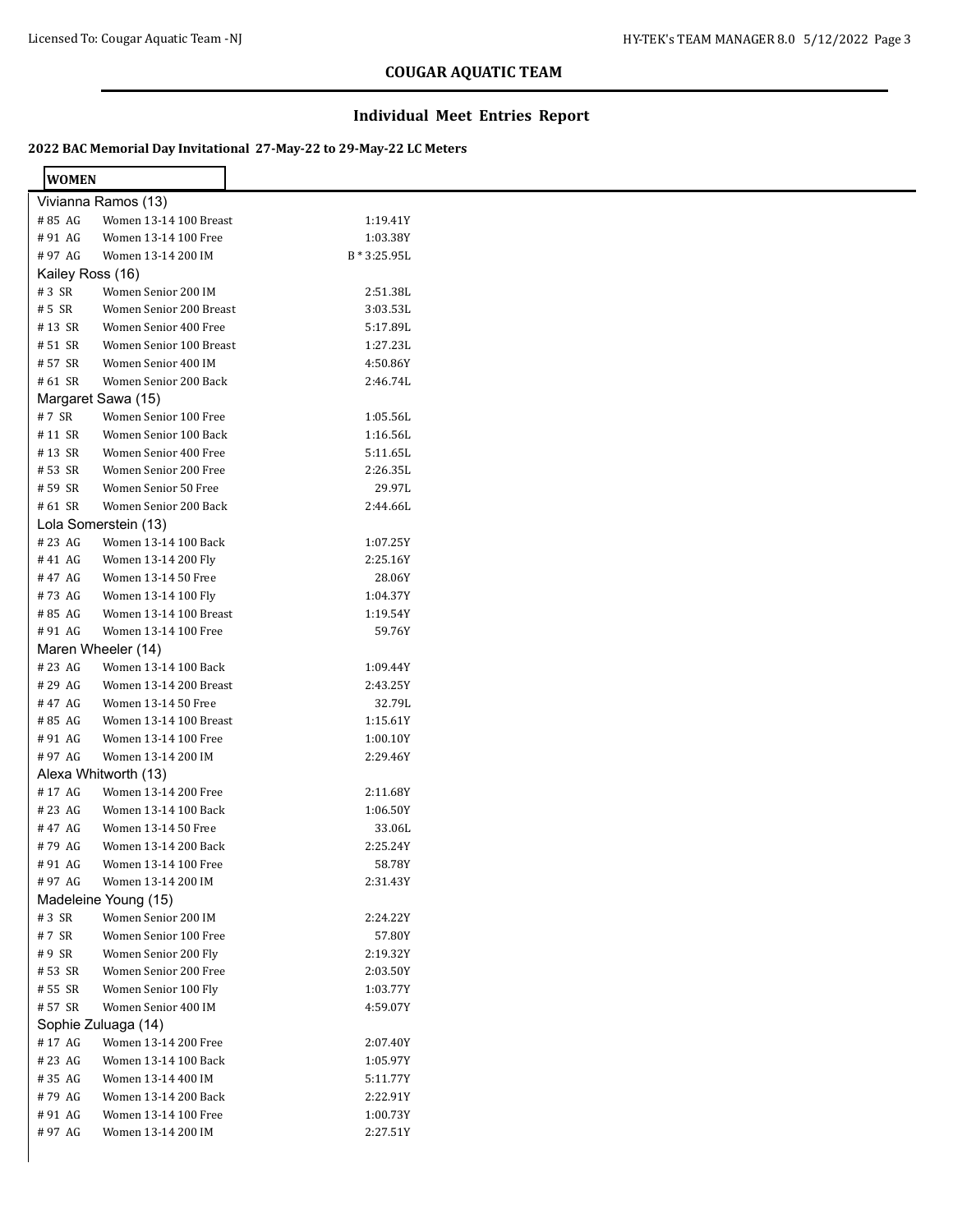## COUGAR AQUATIC TEAM

## Individual Meet Entries Report

**2022 BAC Memorial Day Invitational 27-May-22 to 29-May-22 LC Meters**

**WOMEN**

**Vivianna Ramos (13)**

| | | |
|---|---|---|
| # 85 AG | Women 13-14 100 Breast | 1:19.41Y |
| # 91 AG | Women 13-14 100 Free | 1:03.38Y |
| # 97 AG | Women 13-14 200 IM | B * 3:25.95L |

**Kailey Ross (16)**

| | | |
|---|---|---|
| # 3 SR | Women Senior 200 IM | 2:51.38L |
| # 5 SR | Women Senior 200 Breast | 3:03.53L |
| # 13 SR | Women Senior 400 Free | 5:17.89L |
| # 51 SR | Women Senior 100 Breast | 1:27.23L |
| # 57 SR | Women Senior 400 IM | 4:50.86Y |
| # 61 SR | Women Senior 200 Back | 2:46.74L |

**Margaret Sawa (15)**

| | | |
|---|---|---|
| # 7 SR | Women Senior 100 Free | 1:05.56L |
| # 11 SR | Women Senior 100 Back | 1:16.56L |
| # 13 SR | Women Senior 400 Free | 5:11.65L |
| # 53 SR | Women Senior 200 Free | 2:26.35L |
| # 59 SR | Women Senior 50 Free | 29.97L |
| # 61 SR | Women Senior 200 Back | 2:44.66L |

**Lola Somerstein (13)**

| | | |
|---|---|---|
| # 23 AG | Women 13-14 100 Back | 1:07.25Y |
| # 41 AG | Women 13-14 200 Fly | 2:25.16Y |
| # 47 AG | Women 13-14 50 Free | 28.06Y |
| # 73 AG | Women 13-14 100 Fly | 1:04.37Y |
| # 85 AG | Women 13-14 100 Breast | 1:19.54Y |
| # 91 AG | Women 13-14 100 Free | 59.76Y |

**Maren Wheeler (14)**

| | | |
|---|---|---|
| # 23 AG | Women 13-14 100 Back | 1:09.44Y |
| # 29 AG | Women 13-14 200 Breast | 2:43.25Y |
| # 47 AG | Women 13-14 50 Free | 32.79L |
| # 85 AG | Women 13-14 100 Breast | 1:15.61Y |
| # 91 AG | Women 13-14 100 Free | 1:00.10Y |
| # 97 AG | Women 13-14 200 IM | 2:29.46Y |

**Alexa Whitworth (13)**

| | | |
|---|---|---|
| # 17 AG | Women 13-14 200 Free | 2:11.68Y |
| # 23 AG | Women 13-14 100 Back | 1:06.50Y |
| # 47 AG | Women 13-14 50 Free | 33.06L |
| # 79 AG | Women 13-14 200 Back | 2:25.24Y |
| # 91 AG | Women 13-14 100 Free | 58.78Y |
| # 97 AG | Women 13-14 200 IM | 2:31.43Y |

**Madeleine Young (15)**

| | | |
|---|---|---|
| # 3 SR | Women Senior 200 IM | 2:24.22Y |
| # 7 SR | Women Senior 100 Free | 57.80Y |
| # 9 SR | Women Senior 200 Fly | 2:19.32Y |
| # 53 SR | Women Senior 200 Free | 2:03.50Y |
| # 55 SR | Women Senior 100 Fly | 1:03.77Y |
| # 57 SR | Women Senior 400 IM | 4:59.07Y |

**Sophie Zuluaga (14)**

| | | |
|---|---|---|
| # 17 AG | Women 13-14 200 Free | 2:07.40Y |
| # 23 AG | Women 13-14 100 Back | 1:05.97Y |
| # 35 AG | Women 13-14 400 IM | 5:11.77Y |
| # 79 AG | Women 13-14 200 Back | 2:22.91Y |
| # 91 AG | Women 13-14 100 Free | 1:00.73Y |
| # 97 AG | Women 13-14 200 IM | 2:27.51Y |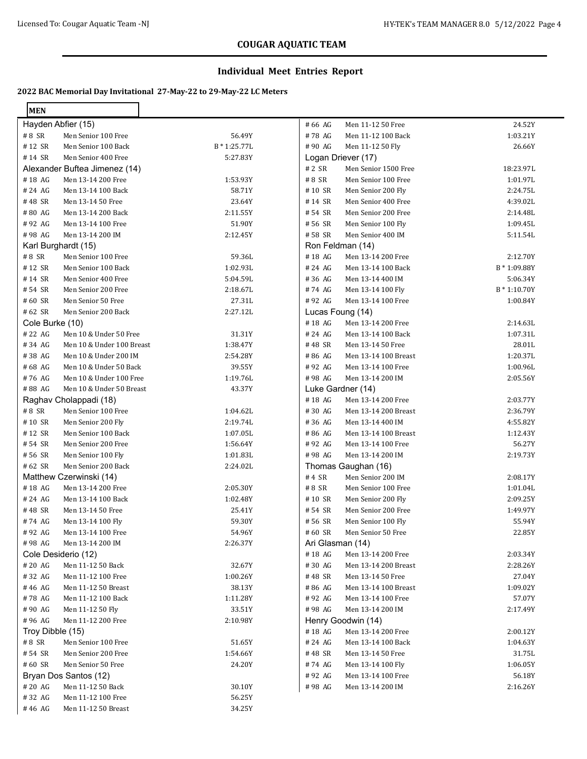## COUGAR AQUATIC TEAM

## Individual Meet Entries Report

### 2022 BAC Memorial Day Invitational 27-May-22 to 29-May-22 LC Meters

**MEN**

**Hayden Abfier (15)**

| # | Event | Time |
|---|---|---|
| #8 SR | Men Senior 100 Free | 56.49Y |
| #12 SR | Men Senior 100 Back | B * 1:25.77L |
| #14 SR | Men Senior 400 Free | 5:27.83Y |

**Alexander Buftea Jimenez (14)**

| # | Event | Time |
|---|---|---|
| #18 AG | Men 13-14 200 Free | 1:53.93Y |
| #24 AG | Men 13-14 100 Back | 58.71Y |
| #48 SR | Men 13-14 50 Free | 23.64Y |
| #80 AG | Men 13-14 200 Back | 2:11.55Y |
| #92 AG | Men 13-14 100 Free | 51.90Y |
| #98 AG | Men 13-14 200 IM | 2:12.45Y |

**Karl Burghardt (15)**

| # | Event | Time |
|---|---|---|
| #8 SR | Men Senior 100 Free | 59.36L |
| #12 SR | Men Senior 100 Back | 1:02.93L |
| #14 SR | Men Senior 400 Free | 5:04.59L |
| #54 SR | Men Senior 200 Free | 2:18.67L |
| #60 SR | Men Senior 50 Free | 27.31L |
| #62 SR | Men Senior 200 Back | 2:27.12L |

**Cole Burke (10)**

| # | Event | Time |
|---|---|---|
| #22 AG | Men 10 & Under 50 Free | 31.31Y |
| #34 AG | Men 10 & Under 100 Breast | 1:38.47Y |
| #38 AG | Men 10 & Under 200 IM | 2:54.28Y |
| #68 AG | Men 10 & Under 50 Back | 39.55Y |
| #76 AG | Men 10 & Under 100 Free | 1:19.76L |
| #88 AG | Men 10 & Under 50 Breast | 43.37Y |

**Raghav Cholappadi (18)**

| # | Event | Time |
|---|---|---|
| #8 SR | Men Senior 100 Free | 1:04.62L |
| #10 SR | Men Senior 200 Fly | 2:19.74L |
| #12 SR | Men Senior 100 Back | 1:07.05L |
| #54 SR | Men Senior 200 Free | 1:56.64Y |
| #56 SR | Men Senior 100 Fly | 1:01.83L |
| #62 SR | Men Senior 200 Back | 2:24.02L |

**Matthew Czerwinski (14)**

| # | Event | Time |
|---|---|---|
| #18 AG | Men 13-14 200 Free | 2:05.30Y |
| #24 AG | Men 13-14 100 Back | 1:02.48Y |
| #48 SR | Men 13-14 50 Free | 25.41Y |
| #74 AG | Men 13-14 100 Fly | 59.30Y |
| #92 AG | Men 13-14 100 Free | 54.96Y |
| #98 AG | Men 13-14 200 IM | 2:26.37Y |

**Cole Desiderio (12)**

| # | Event | Time |
|---|---|---|
| #20 AG | Men 11-12 50 Back | 32.67Y |
| #32 AG | Men 11-12 100 Free | 1:00.26Y |
| #46 AG | Men 11-12 50 Breast | 38.13Y |
| #78 AG | Men 11-12 100 Back | 1:11.28Y |
| #90 AG | Men 11-12 50 Fly | 33.51Y |
| #96 AG | Men 11-12 200 Free | 2:10.98Y |

**Troy Dibble (15)**

| # | Event | Time |
|---|---|---|
| #8 SR | Men Senior 100 Free | 51.65Y |
| #54 SR | Men Senior 200 Free | 1:54.66Y |
| #60 SR | Men Senior 50 Free | 24.20Y |

**Bryan Dos Santos (12)**

| # | Event | Time |
|---|---|---|
| #20 AG | Men 11-12 50 Back | 30.10Y |
| #32 AG | Men 11-12 100 Free | 56.25Y |
| #46 AG | Men 11-12 50 Breast | 34.25Y |
| #66 AG | Men 11-12 50 Free | 24.52Y |
| #78 AG | Men 11-12 100 Back | 1:03.21Y |
| #90 AG | Men 11-12 50 Fly | 26.66Y |

**Logan Driever (17)**

| # | Event | Time |
|---|---|---|
| #2 SR | Men Senior 1500 Free | 18:23.97L |
| #8 SR | Men Senior 100 Free | 1:01.97L |
| #10 SR | Men Senior 200 Fly | 2:24.75L |
| #14 SR | Men Senior 400 Free | 4:39.02L |
| #54 SR | Men Senior 200 Free | 2:14.48L |
| #56 SR | Men Senior 100 Fly | 1:09.45L |
| #58 SR | Men Senior 400 IM | 5:11.54L |

**Ron Feldman (14)**

| # | Event | Time |
|---|---|---|
| #18 AG | Men 13-14 200 Free | 2:12.70Y |
| #24 AG | Men 13-14 100 Back | B * 1:09.88Y |
| #36 AG | Men 13-14 400 IM | 5:06.34Y |
| #74 AG | Men 13-14 100 Fly | B * 1:10.70Y |
| #92 AG | Men 13-14 100 Free | 1:00.84Y |

**Lucas Foung (14)**

| # | Event | Time |
|---|---|---|
| #18 AG | Men 13-14 200 Free | 2:14.63L |
| #24 AG | Men 13-14 100 Back | 1:07.31L |
| #48 SR | Men 13-14 50 Free | 28.01L |
| #86 AG | Men 13-14 100 Breast | 1:20.37L |
| #92 AG | Men 13-14 100 Free | 1:00.96L |
| #98 AG | Men 13-14 200 IM | 2:05.56Y |

**Luke Gardner (14)**

| # | Event | Time |
|---|---|---|
| #18 AG | Men 13-14 200 Free | 2:03.77Y |
| #30 AG | Men 13-14 200 Breast | 2:36.79Y |
| #36 AG | Men 13-14 400 IM | 4:55.82Y |
| #86 AG | Men 13-14 100 Breast | 1:12.43Y |
| #92 AG | Men 13-14 100 Free | 56.27Y |
| #98 AG | Men 13-14 200 IM | 2:19.73Y |

**Thomas Gaughan (16)**

| # | Event | Time |
|---|---|---|
| #4 SR | Men Senior 200 IM | 2:08.17Y |
| #8 SR | Men Senior 100 Free | 1:01.04L |
| #10 SR | Men Senior 200 Fly | 2:09.25Y |
| #54 SR | Men Senior 200 Free | 1:49.97Y |
| #56 SR | Men Senior 100 Fly | 55.94Y |
| #60 SR | Men Senior 50 Free | 22.85Y |

**Ari Glasman (14)**

| # | Event | Time |
|---|---|---|
| #18 AG | Men 13-14 200 Free | 2:03.34Y |
| #30 AG | Men 13-14 200 Breast | 2:28.26Y |
| #48 SR | Men 13-14 50 Free | 27.04Y |
| #86 AG | Men 13-14 100 Breast | 1:09.02Y |
| #92 AG | Men 13-14 100 Free | 57.07Y |
| #98 AG | Men 13-14 200 IM | 2:17.49Y |

**Henry Goodwin (14)**

| # | Event | Time |
|---|---|---|
| #18 AG | Men 13-14 200 Free | 2:00.12Y |
| #24 AG | Men 13-14 100 Back | 1:04.63Y |
| #48 SR | Men 13-14 50 Free | 31.75L |
| #74 AG | Men 13-14 100 Fly | 1:06.05Y |
| #92 AG | Men 13-14 100 Free | 56.18Y |
| #98 AG | Men 13-14 200 IM | 2:16.26Y |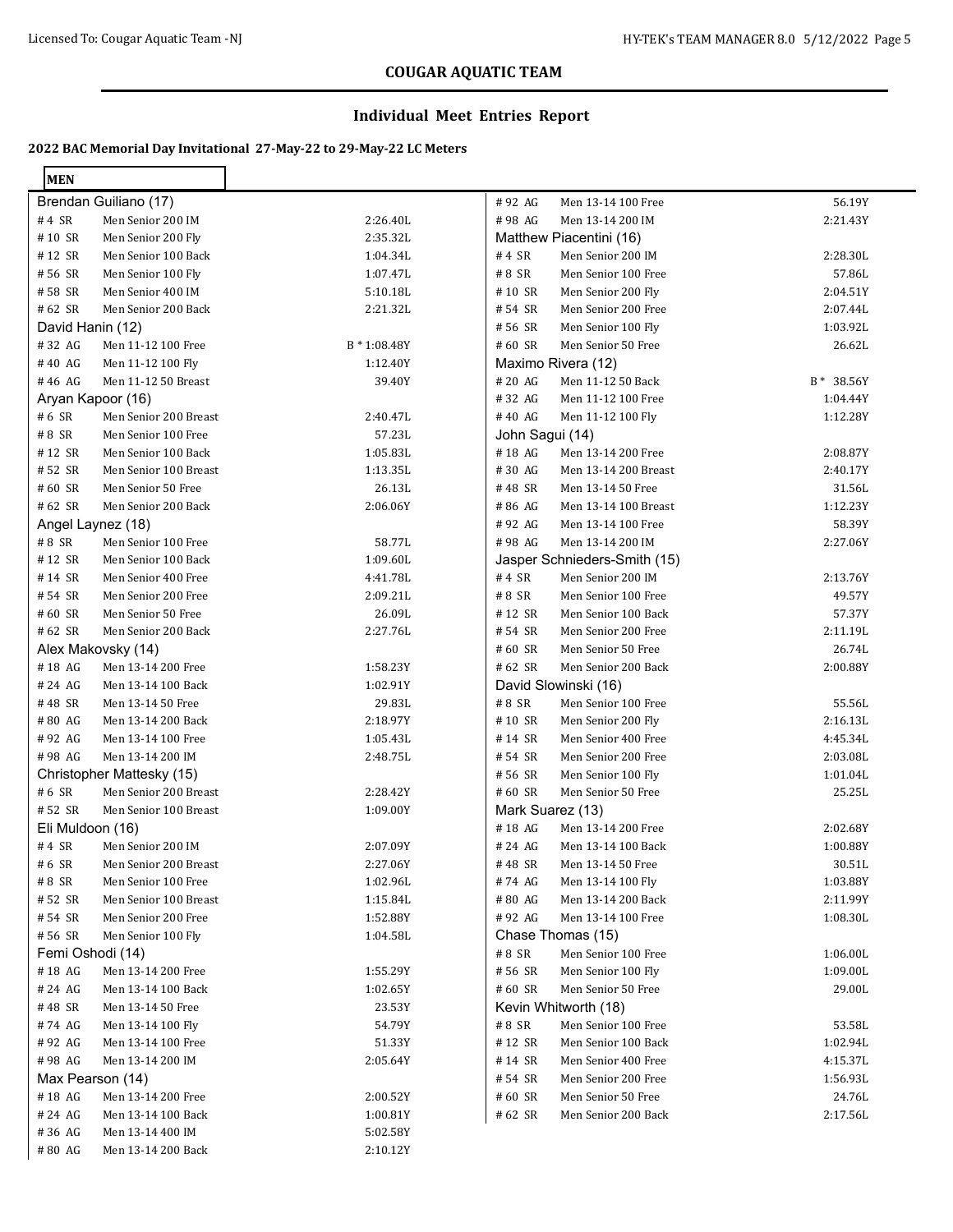## COUGAR AQUATIC TEAM

### Individual Meet Entries Report

**2022 BAC Memorial Day Invitational 27-May-22 to 29-May-22 LC Meters**

**MEN**

**Brendan Guiliano (17)**

| Event | Description | Time |
|---|---|---|
| #4 SR | Men Senior 200 IM | 2:26.40L |
| #10 SR | Men Senior 200 Fly | 2:35.32L |
| #12 SR | Men Senior 100 Back | 1:04.34L |
| #56 SR | Men Senior 100 Fly | 1:07.47L |
| #58 SR | Men Senior 400 IM | 5:10.18L |
| #62 SR | Men Senior 200 Back | 2:21.32L |

**David Hanin (12)**

| Event | Description | Time |
|---|---|---|
| #32 AG | Men 11-12 100 Free | B * 1:08.48Y |
| #40 AG | Men 11-12 100 Fly | 1:12.40Y |
| #46 AG | Men 11-12 50 Breast | 39.40Y |

**Aryan Kapoor (16)**

| Event | Description | Time |
|---|---|---|
| #6 SR | Men Senior 200 Breast | 2:40.47L |
| #8 SR | Men Senior 100 Free | 57.23L |
| #12 SR | Men Senior 100 Back | 1:05.83L |
| #52 SR | Men Senior 100 Breast | 1:13.35L |
| #60 SR | Men Senior 50 Free | 26.13L |
| #62 SR | Men Senior 200 Back | 2:06.06Y |

**Angel Laynez (18)**

| Event | Description | Time |
|---|---|---|
| #8 SR | Men Senior 100 Free | 58.77L |
| #12 SR | Men Senior 100 Back | 1:09.60L |
| #14 SR | Men Senior 400 Free | 4:41.78L |
| #54 SR | Men Senior 200 Free | 2:09.21L |
| #60 SR | Men Senior 50 Free | 26.09L |
| #62 SR | Men Senior 200 Back | 2:27.76L |

**Alex Makovsky (14)**

| Event | Description | Time |
|---|---|---|
| #18 AG | Men 13-14 200 Free | 1:58.23Y |
| #24 AG | Men 13-14 100 Back | 1:02.91Y |
| #48 SR | Men 13-14 50 Free | 29.83L |
| #80 AG | Men 13-14 200 Back | 2:18.97Y |
| #92 AG | Men 13-14 100 Free | 1:05.43L |
| #98 AG | Men 13-14 200 IM | 2:48.75L |

**Christopher Mattesky (15)**

| Event | Description | Time |
|---|---|---|
| #6 SR | Men Senior 200 Breast | 2:28.42Y |
| #52 SR | Men Senior 100 Breast | 1:09.00Y |

**Eli Muldoon (16)**

| Event | Description | Time |
|---|---|---|
| #4 SR | Men Senior 200 IM | 2:07.09Y |
| #6 SR | Men Senior 200 Breast | 2:27.06Y |
| #8 SR | Men Senior 100 Free | 1:02.96L |
| #52 SR | Men Senior 100 Breast | 1:15.84L |
| #54 SR | Men Senior 200 Free | 1:52.88Y |
| #56 SR | Men Senior 100 Fly | 1:04.58L |

**Femi Oshodi (14)**

| Event | Description | Time |
|---|---|---|
| #18 AG | Men 13-14 200 Free | 1:55.29Y |
| #24 AG | Men 13-14 100 Back | 1:02.65Y |
| #48 SR | Men 13-14 50 Free | 23.53Y |
| #74 AG | Men 13-14 100 Fly | 54.79Y |
| #92 AG | Men 13-14 100 Free | 51.33Y |
| #98 AG | Men 13-14 200 IM | 2:05.64Y |

**Max Pearson (14)**

| Event | Description | Time |
|---|---|---|
| #18 AG | Men 13-14 200 Free | 2:00.52Y |
| #24 AG | Men 13-14 100 Back | 1:00.81Y |
| #36 AG | Men 13-14 400 IM | 5:02.58Y |
| #80 AG | Men 13-14 200 Back | 2:10.12Y |
| #92 AG | Men 13-14 100 Free | 56.19Y |
| #98 AG | Men 13-14 200 IM | 2:21.43Y |

**Matthew Piacentini (16)**

| Event | Description | Time |
|---|---|---|
| #4 SR | Men Senior 200 IM | 2:28.30L |
| #8 SR | Men Senior 100 Free | 57.86L |
| #10 SR | Men Senior 200 Fly | 2:04.51Y |
| #54 SR | Men Senior 200 Free | 2:07.44L |
| #56 SR | Men Senior 100 Fly | 1:03.92L |
| #60 SR | Men Senior 50 Free | 26.62L |

**Maximo Rivera (12)**

| Event | Description | Time |
|---|---|---|
| #20 AG | Men 11-12 50 Back | B * 38.56Y |
| #32 AG | Men 11-12 100 Free | 1:04.44Y |
| #40 AG | Men 11-12 100 Fly | 1:12.28Y |

**John Sagui (14)**

| Event | Description | Time |
|---|---|---|
| #18 AG | Men 13-14 200 Free | 2:08.87Y |
| #30 AG | Men 13-14 200 Breast | 2:40.17Y |
| #48 SR | Men 13-14 50 Free | 31.56L |
| #86 AG | Men 13-14 100 Breast | 1:12.23Y |
| #92 AG | Men 13-14 100 Free | 58.39Y |
| #98 AG | Men 13-14 200 IM | 2:27.06Y |

**Jasper Schnieders-Smith (15)**

| Event | Description | Time |
|---|---|---|
| #4 SR | Men Senior 200 IM | 2:13.76Y |
| #8 SR | Men Senior 100 Free | 49.57Y |
| #12 SR | Men Senior 100 Back | 57.37Y |
| #54 SR | Men Senior 200 Free | 2:11.19L |
| #60 SR | Men Senior 50 Free | 26.74L |
| #62 SR | Men Senior 200 Back | 2:00.88Y |

**David Slowinski (16)**

| Event | Description | Time |
|---|---|---|
| #8 SR | Men Senior 100 Free | 55.56L |
| #10 SR | Men Senior 200 Fly | 2:16.13L |
| #14 SR | Men Senior 400 Free | 4:45.34L |
| #54 SR | Men Senior 200 Free | 2:03.08L |
| #56 SR | Men Senior 100 Fly | 1:01.04L |
| #60 SR | Men Senior 50 Free | 25.25L |

**Mark Suarez (13)**

| Event | Description | Time |
|---|---|---|
| #18 AG | Men 13-14 200 Free | 2:02.68Y |
| #24 AG | Men 13-14 100 Back | 1:00.88Y |
| #48 SR | Men 13-14 50 Free | 30.51L |
| #74 AG | Men 13-14 100 Fly | 1:03.88Y |
| #80 AG | Men 13-14 200 Back | 2:11.99Y |
| #92 AG | Men 13-14 100 Free | 1:08.30L |

**Chase Thomas (15)**

| Event | Description | Time |
|---|---|---|
| #8 SR | Men Senior 100 Free | 1:06.00L |
| #56 SR | Men Senior 100 Fly | 1:09.00L |
| #60 SR | Men Senior 50 Free | 29.00L |

**Kevin Whitworth (18)**

| Event | Description | Time |
|---|---|---|
| #8 SR | Men Senior 100 Free | 53.58L |
| #12 SR | Men Senior 100 Back | 1:02.94L |
| #14 SR | Men Senior 400 Free | 4:15.37L |
| #54 SR | Men Senior 200 Free | 1:56.93L |
| #60 SR | Men Senior 50 Free | 24.76L |
| #62 SR | Men Senior 200 Back | 2:17.56L |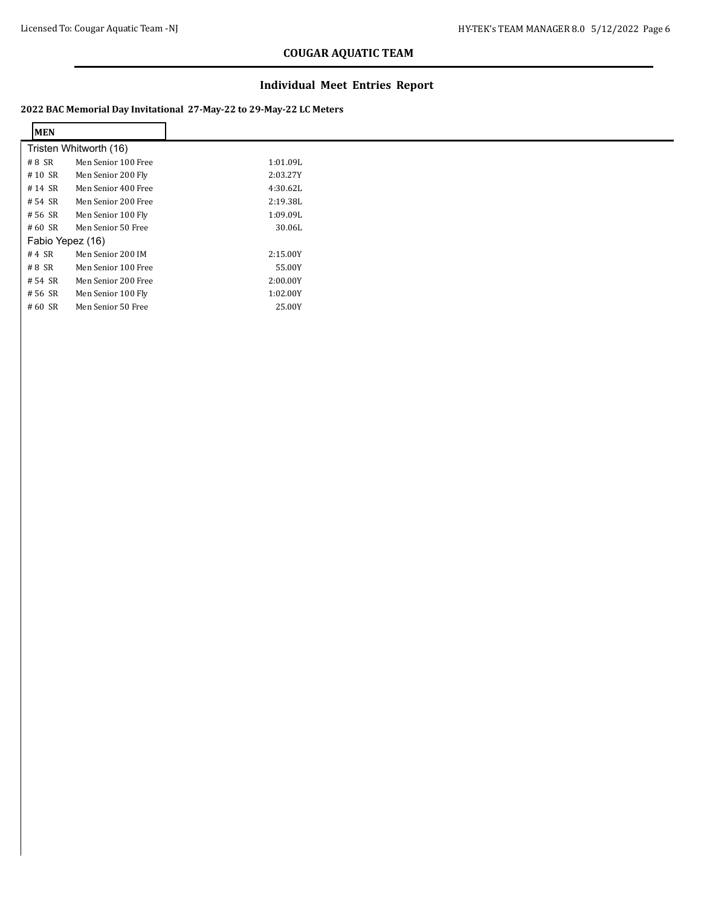## COUGAR AQUATIC TEAM

### Individual Meet Entries Report

**2022 BAC Memorial Day Invitational 27-May-22 to 29-May-22 LC Meters**

**MEN**

Tristen Whitworth (16)

| | | |
|---|---|---|
| # 8 SR | Men Senior 100 Free | 1:01.09L |
| # 10 SR | Men Senior 200 Fly | 2:03.27Y |
| # 14 SR | Men Senior 400 Free | 4:30.62L |
| # 54 SR | Men Senior 200 Free | 2:19.38L |
| # 56 SR | Men Senior 100 Fly | 1:09.09L |
| # 60 SR | Men Senior 50 Free | 30.06L |

Fabio Yepez (16)

| | | |
|---|---|---|
| # 4 SR | Men Senior 200 IM | 2:15.00Y |
| # 8 SR | Men Senior 100 Free | 55.00Y |
| # 54 SR | Men Senior 200 Free | 2:00.00Y |
| # 56 SR | Men Senior 100 Fly | 1:02.00Y |
| # 60 SR | Men Senior 50 Free | 25.00Y |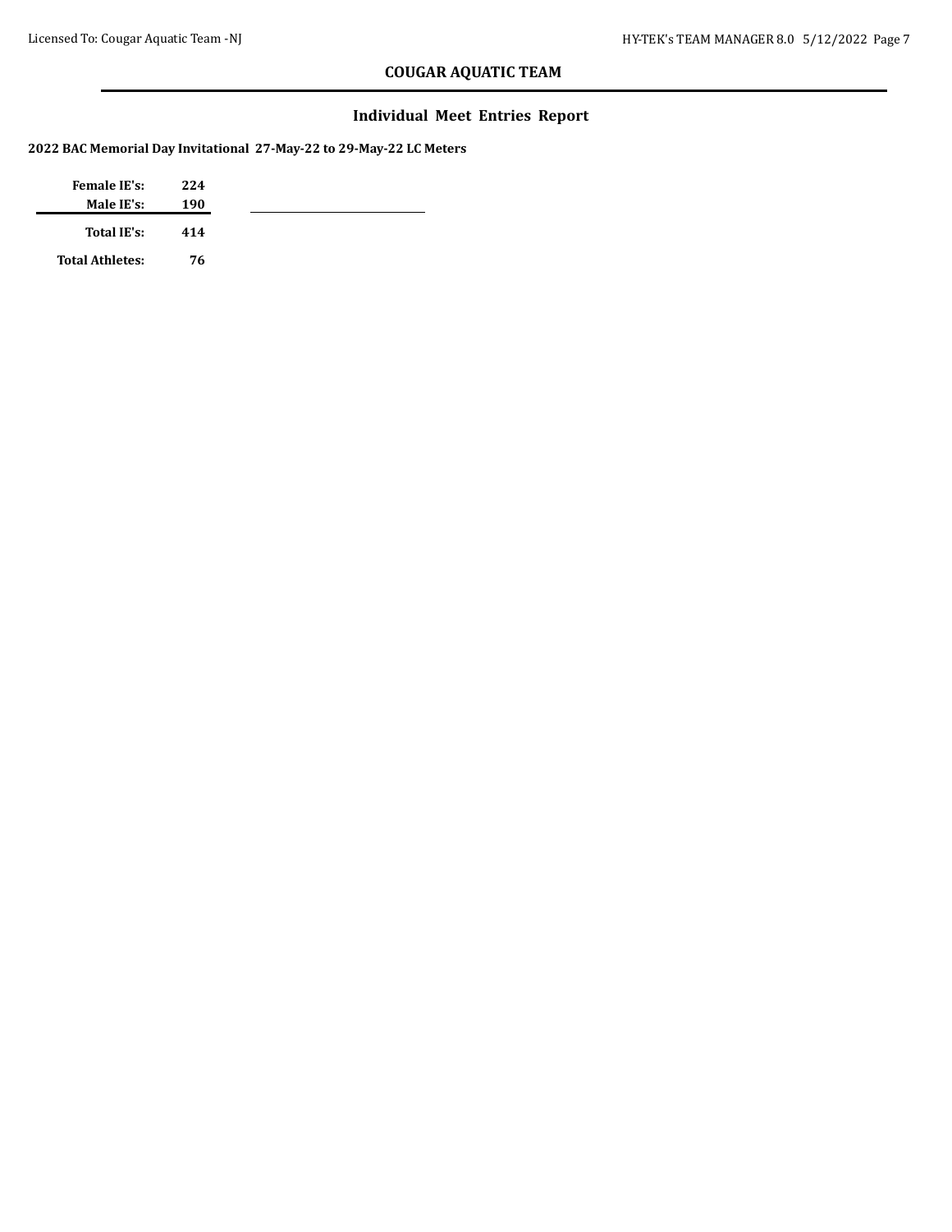## COUGAR AQUATIC TEAM

## Individual Meet Entries Report

**2022 BAC Memorial Day Invitational 27-May-22 to 29-May-22 LC Meters**

| | |
|---|---|
| **Female IE's:** | **224** |
| **Male IE's:** | **190** |
| **Total IE's:** | **414** |
| **Total Athletes:** | **76** |